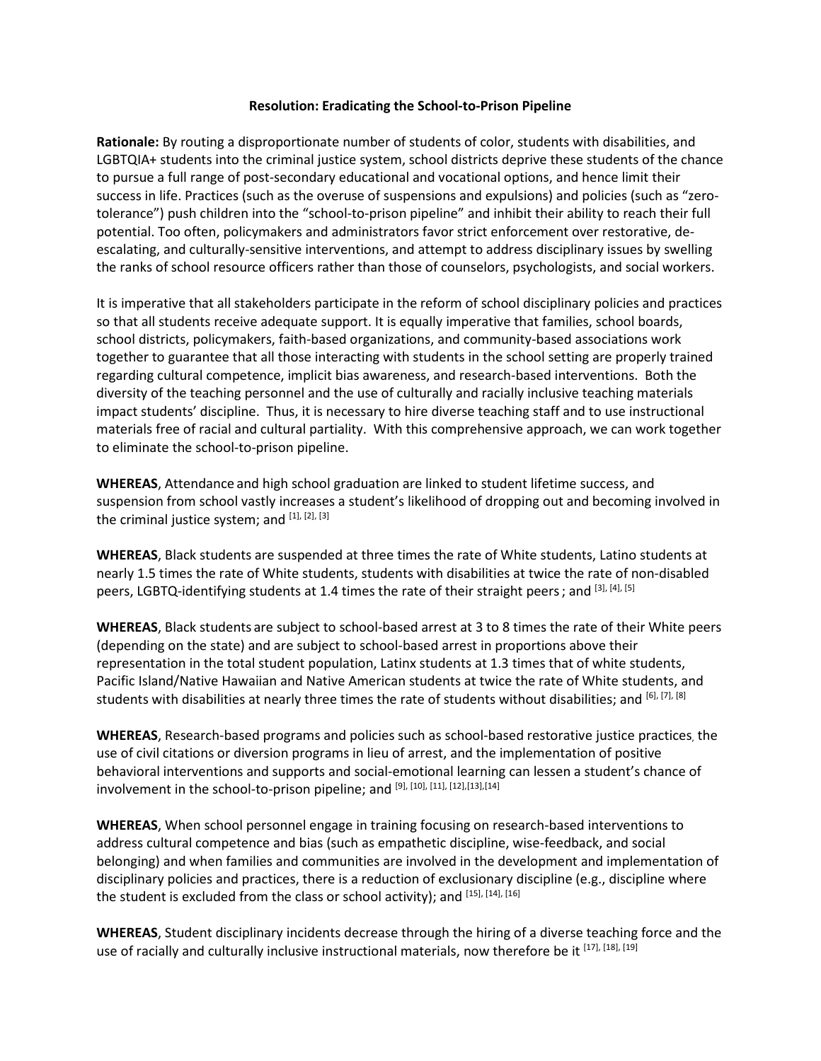**Resolution: Eradicating the School-to-Prison Pipeline**

**Rationale:** By routing a disproportionate number of students of color, students with disabilities, and LGBTQIA+ students into the criminal justice system, school districts deprive these students of the chance to pursue a full range of post-secondary educational and vocational options, and hence limit their success in life. Practices (such as the overuse of suspensions and expulsions) and policies (such as "zero-tolerance") push children into the "school-to-prison pipeline" and inhibit their ability to reach their full potential. Too often, policymakers and administrators favor strict enforcement over restorative, de-escalating, and culturally-sensitive interventions, and attempt to address disciplinary issues by swelling the ranks of school resource officers rather than those of counselors, psychologists, and social workers.

It is imperative that all stakeholders participate in the reform of school disciplinary policies and practices so that all students receive adequate support. It is equally imperative that families, school boards, school districts, policymakers, faith-based organizations, and community-based associations work together to guarantee that all those interacting with students in the school setting are properly trained regarding cultural competence, implicit bias awareness, and research-based interventions. Both the diversity of the teaching personnel and the use of culturally and racially inclusive teaching materials impact students' discipline. Thus, it is necessary to hire diverse teaching staff and to use instructional materials free of racial and cultural partiality. With this comprehensive approach, we can work together to eliminate the school-to-prison pipeline.

**WHEREAS**, Attendance and high school graduation are linked to student lifetime success, and suspension from school vastly increases a student's likelihood of dropping out and becoming involved in the criminal justice system; and [1], [2], [3]

**WHEREAS**, Black students are suspended at three times the rate of White students, Latino students at nearly 1.5 times the rate of White students, students with disabilities at twice the rate of non-disabled peers, LGBTQ-identifying students at 1.4 times the rate of their straight peers ; and [3], [4], [5]

**WHEREAS**, Black students are subject to school-based arrest at 3 to 8 times the rate of their White peers (depending on the state) and are subject to school-based arrest in proportions above their representation in the total student population, Latinx students at 1.3 times that of white students, Pacific Island/Native Hawaiian and Native American students at twice the rate of White students, and students with disabilities at nearly three times the rate of students without disabilities; and [6], [7], [8]

**WHEREAS**, Research-based programs and policies such as school-based restorative justice practices, the use of civil citations or diversion programs in lieu of arrest, and the implementation of positive behavioral interventions and supports and social-emotional learning can lessen a student's chance of involvement in the school-to-prison pipeline; and [9], [10], [11], [12],[13],[14]

**WHEREAS**, When school personnel engage in training focusing on research-based interventions to address cultural competence and bias (such as empathetic discipline, wise-feedback, and social belonging) and when families and communities are involved in the development and implementation of disciplinary policies and practices, there is a reduction of exclusionary discipline (e.g., discipline where the student is excluded from the class or school activity); and [15], [14], [16]

**WHEREAS**, Student disciplinary incidents decrease through the hiring of a diverse teaching force and the use of racially and culturally inclusive instructional materials, now therefore be it [17], [18], [19]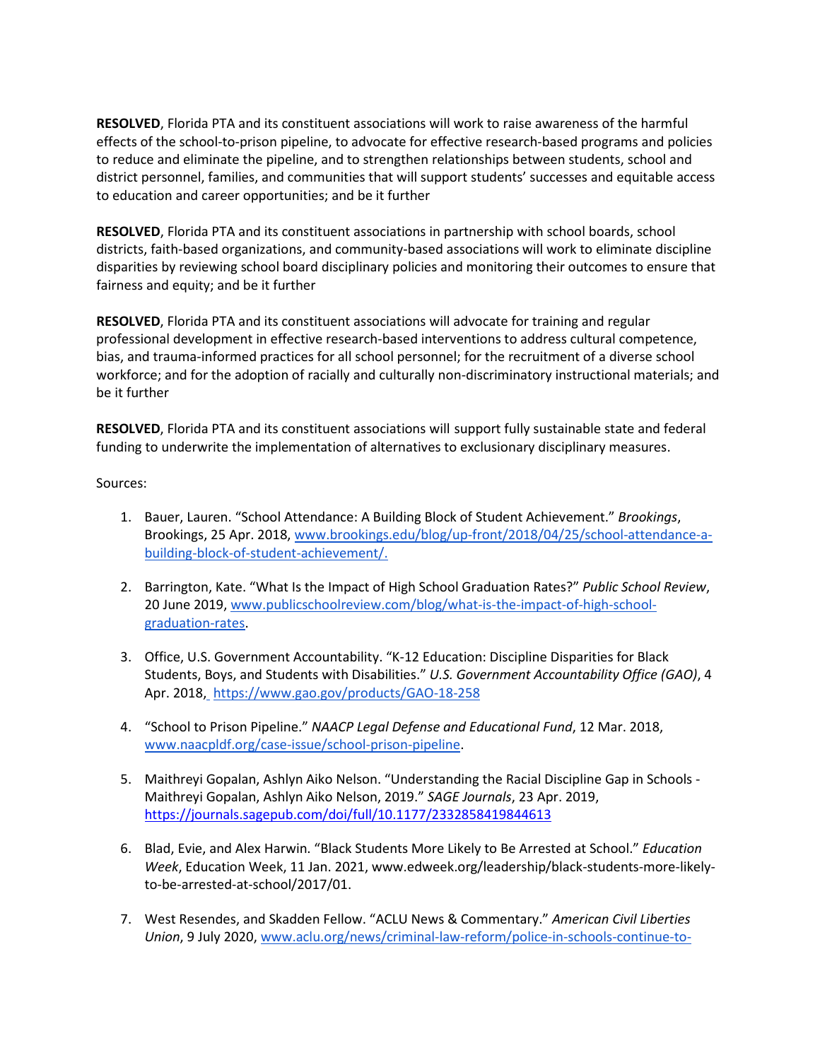**RESOLVED**, Florida PTA and its constituent associations will work to raise awareness of the harmful effects of the school-to-prison pipeline, to advocate for effective research-based programs and policies to reduce and eliminate the pipeline, and to strengthen relationships between students, school and district personnel, families, and communities that will support students' successes and equitable access to education and career opportunities; and be it further

**RESOLVED**, Florida PTA and its constituent associations in partnership with school boards, school districts, faith-based organizations, and community-based associations will work to eliminate discipline disparities by reviewing school board disciplinary policies and monitoring their outcomes to ensure that fairness and equity; and be it further

**RESOLVED**, Florida PTA and its constituent associations will advocate for training and regular professional development in effective research-based interventions to address cultural competence, bias, and trauma-informed practices for all school personnel; for the recruitment of a diverse school workforce; and for the adoption of racially and culturally non-discriminatory instructional materials; and be it further

**RESOLVED**, Florida PTA and its constituent associations will support fully sustainable state and federal funding to underwrite the implementation of alternatives to exclusionary disciplinary measures.

Sources:

1. Bauer, Lauren. "School Attendance: A Building Block of Student Achievement." *Brookings*, Brookings, 25 Apr. 2018, www.brookings.edu/blog/up-front/2018/04/25/school-attendance-a-building-block-of-student-achievement/.

2. Barrington, Kate. "What Is the Impact of High School Graduation Rates?" *Public School Review*, 20 June 2019, www.publicschoolreview.com/blog/what-is-the-impact-of-high-school-graduation-rates.

3. Office, U.S. Government Accountability. "K-12 Education: Discipline Disparities for Black Students, Boys, and Students with Disabilities." *U.S. Government Accountability Office (GAO)*, 4 Apr. 2018, https://www.gao.gov/products/GAO-18-258

4. "School to Prison Pipeline." *NAACP Legal Defense and Educational Fund*, 12 Mar. 2018, www.naacpldf.org/case-issue/school-prison-pipeline.

5. Maithreyi Gopalan, Ashlyn Aiko Nelson. "Understanding the Racial Discipline Gap in Schools - Maithreyi Gopalan, Ashlyn Aiko Nelson, 2019." *SAGE Journals*, 23 Apr. 2019, https://journals.sagepub.com/doi/full/10.1177/2332858419844613

6. Blad, Evie, and Alex Harwin. "Black Students More Likely to Be Arrested at School." *Education Week*, Education Week, 11 Jan. 2021, www.edweek.org/leadership/black-students-more-likely-to-be-arrested-at-school/2017/01.

7. West Resendes, and Skadden Fellow. "ACLU News & Commentary." *American Civil Liberties Union*, 9 July 2020, www.aclu.org/news/criminal-law-reform/police-in-schools-continue-to-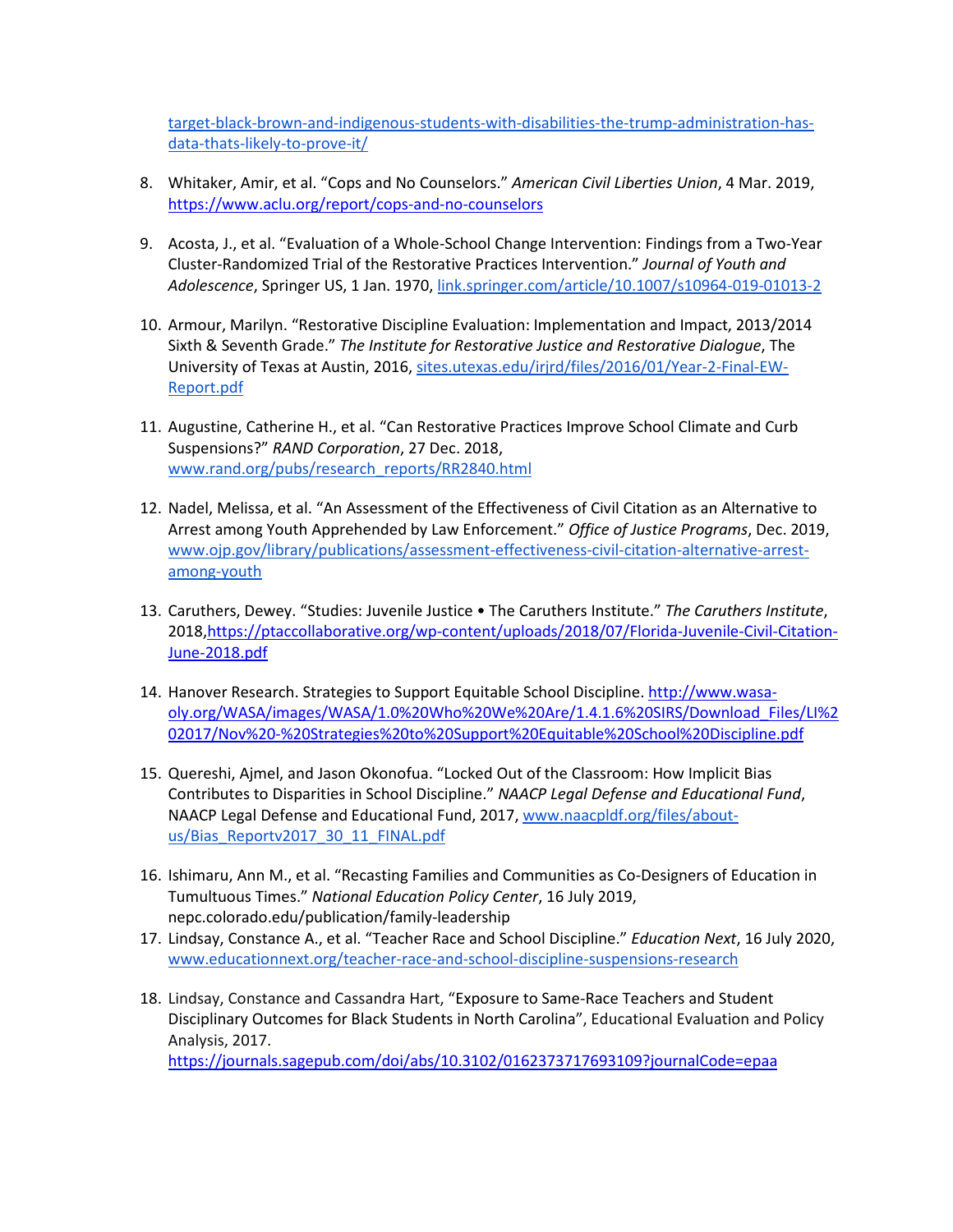[target-black-brown-and-indigenous-students-with-disabilities-the-trump-administration-has-data-thats-likely-to-prove-it/](target-black-brown-and-indigenous-students-with-disabilities-the-trump-administration-has-data-thats-likely-to-prove-it/)

8. Whitaker, Amir, et al. "Cops and No Counselors." *American Civil Liberties Union*, 4 Mar. 2019, [https://www.aclu.org/report/cops-and-no-counselors](https://www.aclu.org/report/cops-and-no-counselors)

9. Acosta, J., et al. "Evaluation of a Whole-School Change Intervention: Findings from a Two-Year Cluster-Randomized Trial of the Restorative Practices Intervention." *Journal of Youth and Adolescence*, Springer US, 1 Jan. 1970, [link.springer.com/article/10.1007/s10964-019-01013-2](link.springer.com/article/10.1007/s10964-019-01013-2)

10. Armour, Marilyn. "Restorative Discipline Evaluation: Implementation and Impact, 2013/2014 Sixth & Seventh Grade." *The Institute for Restorative Justice and Restorative Dialogue*, The University of Texas at Austin, 2016, [sites.utexas.edu/irjrd/files/2016/01/Year-2-Final-EW-Report.pdf](sites.utexas.edu/irjrd/files/2016/01/Year-2-Final-EW-Report.pdf)

11. Augustine, Catherine H., et al. "Can Restorative Practices Improve School Climate and Curb Suspensions?" *RAND Corporation*, 27 Dec. 2018, [www.rand.org/pubs/research_reports/RR2840.html](www.rand.org/pubs/research_reports/RR2840.html)

12. Nadel, Melissa, et al. "An Assessment of the Effectiveness of Civil Citation as an Alternative to Arrest among Youth Apprehended by Law Enforcement." *Office of Justice Programs*, Dec. 2019, [www.ojp.gov/library/publications/assessment-effectiveness-civil-citation-alternative-arrest-among-youth](www.ojp.gov/library/publications/assessment-effectiveness-civil-citation-alternative-arrest-among-youth)

13. Caruthers, Dewey. "Studies: Juvenile Justice • The Caruthers Institute." *The Caruthers Institute*, 2018,[https://ptaccollaborative.org/wp-content/uploads/2018/07/Florida-Juvenile-Civil-Citation-June-2018.pdf](https://ptaccollaborative.org/wp-content/uploads/2018/07/Florida-Juvenile-Civil-Citation-June-2018.pdf)

14. Hanover Research. Strategies to Support Equitable School Discipline. [http://www.wasa-oly.org/WASA/images/WASA/1.0%20Who%20We%20Are/1.4.1.6%20SIRS/Download_Files/LI%202017/Nov%20-%20Strategies%20to%20Support%20Equitable%20School%20Discipline.pdf](http://www.wasa-oly.org/WASA/images/WASA/1.0%20Who%20We%20Are/1.4.1.6%20SIRS/Download_Files/LI%202017/Nov%20-%20Strategies%20to%20Support%20Equitable%20School%20Discipline.pdf)

15. Quereshi, Ajmel, and Jason Okonofua. "Locked Out of the Classroom: How Implicit Bias Contributes to Disparities in School Discipline." *NAACP Legal Defense and Educational Fund*, NAACP Legal Defense and Educational Fund, 2017, [www.naacpldf.org/files/about-us/Bias_Reportv2017_30_11_FINAL.pdf](www.naacpldf.org/files/about-us/Bias_Reportv2017_30_11_FINAL.pdf)

16. Ishimaru, Ann M., et al. "Recasting Families and Communities as Co-Designers of Education in Tumultuous Times." *National Education Policy Center*, 16 July 2019, nepc.colorado.edu/publication/family-leadership

17. Lindsay, Constance A., et al. "Teacher Race and School Discipline." *Education Next*, 16 July 2020, [www.educationnext.org/teacher-race-and-school-discipline-suspensions-research](www.educationnext.org/teacher-race-and-school-discipline-suspensions-research)

18. Lindsay, Constance and Cassandra Hart, "Exposure to Same-Race Teachers and Student Disciplinary Outcomes for Black Students in North Carolina", Educational Evaluation and Policy Analysis, 2017. [https://journals.sagepub.com/doi/abs/10.3102/0162373717693109?journalCode=epaa](https://journals.sagepub.com/doi/abs/10.3102/0162373717693109?journalCode=epaa)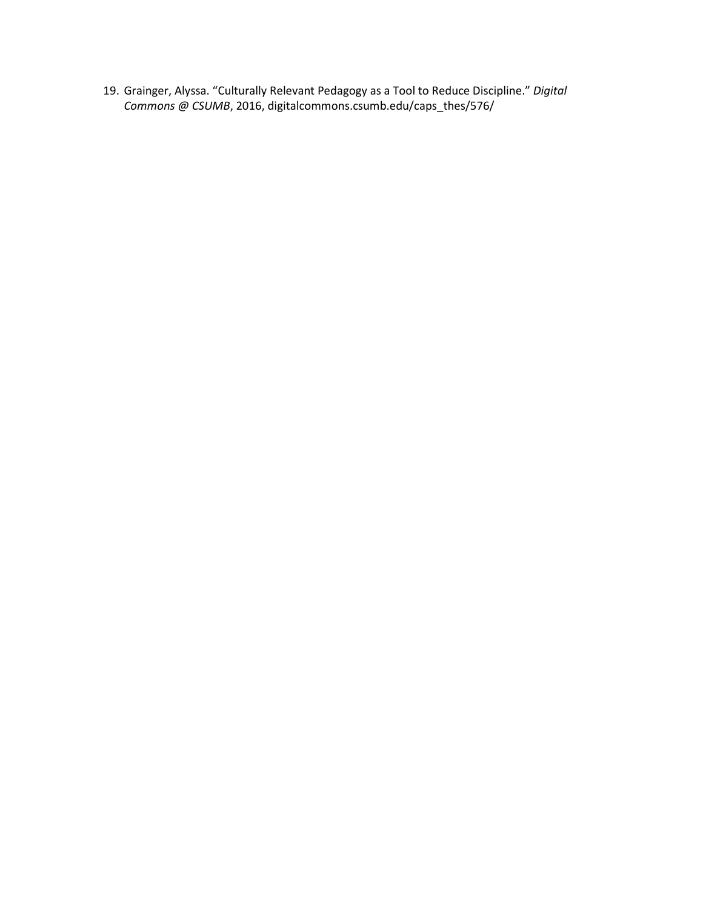19. Grainger, Alyssa. “Culturally Relevant Pedagogy as a Tool to Reduce Discipline.” *Digital Commons @ CSUMB*, 2016, digitalcommons.csumb.edu/caps_thes/576/